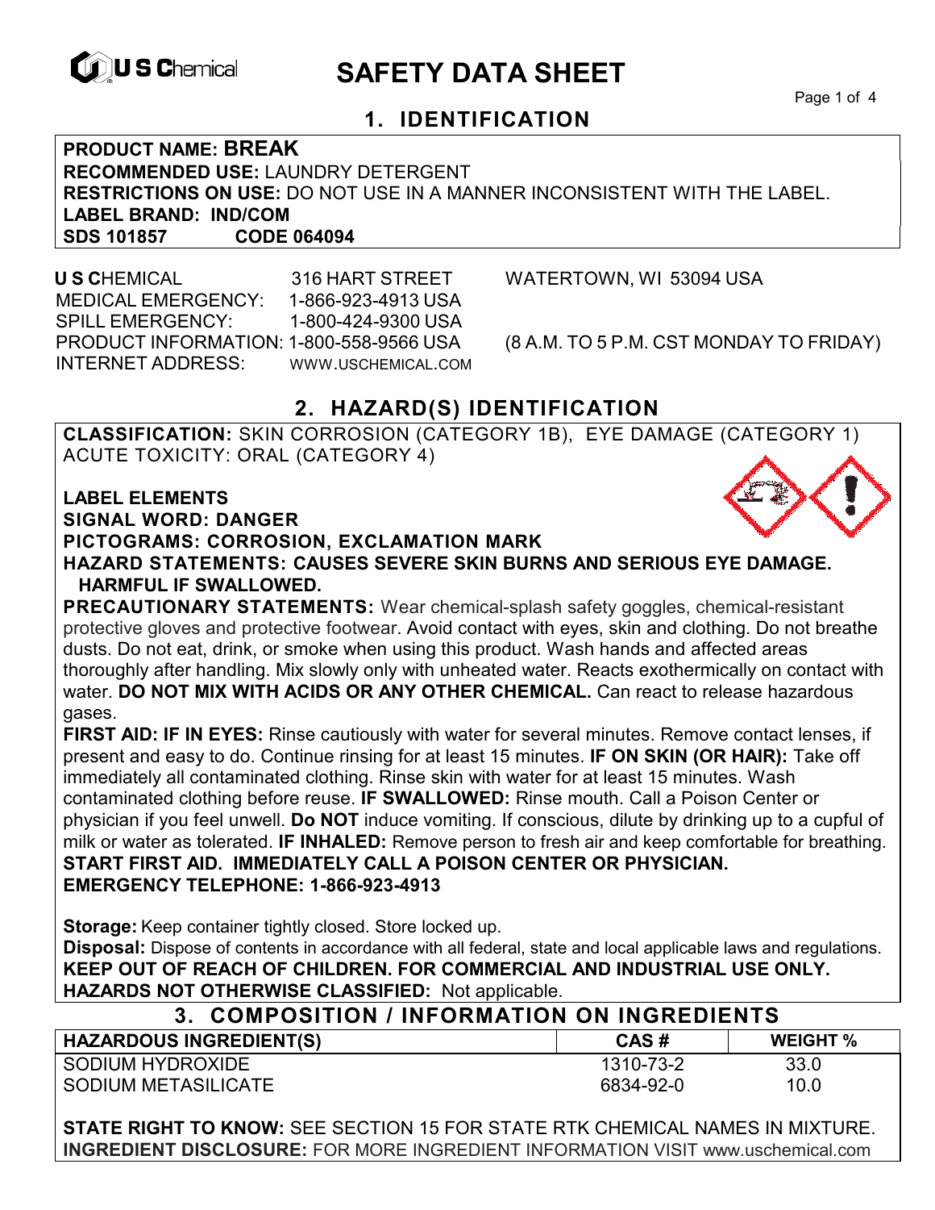U S Chemical

# SAFETY DATA SHEET

## 1. IDENTIFICATION

**PRODUCT NAME: BREAK**
**RECOMMENDED USE:** LAUNDRY DETERGENT
**RESTRICTIONS ON USE:** DO NOT USE IN A MANNER INCONSISTENT WITH THE LABEL.
**LABEL BRAND: IND/COM**
**SDS 101857 CODE 064094**

**U S C**HEMICAL 316 HART STREET WATERTOWN, WI 53094 USA
MEDICAL EMERGENCY: 1-866-923-4913 USA
SPILL EMERGENCY: 1-800-424-9300 USA
PRODUCT INFORMATION: 1-800-558-9566 USA (8 A.M. TO 5 P.M. CST MONDAY TO FRIDAY)
INTERNET ADDRESS: WWW.USCHEMICAL.COM

## 2. HAZARD(S) IDENTIFICATION

**CLASSIFICATION:** SKIN CORROSION (CATEGORY 1B), EYE DAMAGE (CATEGORY 1) ACUTE TOXICITY: ORAL (CATEGORY 4)

**LABEL ELEMENTS**
**SIGNAL WORD: DANGER**
**PICTOGRAMS: CORROSION, EXCLAMATION MARK**
**HAZARD STATEMENTS: CAUSES SEVERE SKIN BURNS AND SERIOUS EYE DAMAGE. HARMFUL IF SWALLOWED.**

**PRECAUTIONARY STATEMENTS:** Wear chemical-splash safety goggles, chemical-resistant protective gloves and protective footwear. Avoid contact with eyes, skin and clothing. Do not breathe dusts. Do not eat, drink, or smoke when using this product. Wash hands and affected areas thoroughly after handling. Mix slowly only with unheated water. Reacts exothermically on contact with water. **DO NOT MIX WITH ACIDS OR ANY OTHER CHEMICAL.** Can react to release hazardous gases.

**FIRST AID: IF IN EYES:** Rinse cautiously with water for several minutes. Remove contact lenses, if present and easy to do. Continue rinsing for at least 15 minutes. **IF ON SKIN (OR HAIR):** Take off immediately all contaminated clothing. Rinse skin with water for at least 15 minutes. Wash contaminated clothing before reuse. **IF SWALLOWED:** Rinse mouth. Call a Poison Center or physician if you feel unwell. **Do NOT** induce vomiting. If conscious, dilute by drinking up to a cupful of milk or water as tolerated. **IF INHALED:** Remove person to fresh air and keep comfortable for breathing.
**START FIRST AID. IMMEDIATELY CALL A POISON CENTER OR PHYSICIAN.**
**EMERGENCY TELEPHONE: 1-866-923-4913**

**Storage:** Keep container tightly closed. Store locked up.
**Disposal:** Dispose of contents in accordance with all federal, state and local applicable laws and regulations.
**KEEP OUT OF REACH OF CHILDREN. FOR COMMERCIAL AND INDUSTRIAL USE ONLY.**
**HAZARDS NOT OTHERWISE CLASSIFIED:** Not applicable.

## 3. COMPOSITION / INFORMATION ON INGREDIENTS

| HAZARDOUS INGREDIENT(S) | CAS # | WEIGHT % |
|---|---|---|
| SODIUM HYDROXIDE | 1310-73-2 | 33.0 |
| SODIUM METASILICATE | 6834-92-0 | 10.0 |

**STATE RIGHT TO KNOW:** SEE SECTION 15 FOR STATE RTK CHEMICAL NAMES IN MIXTURE.
**INGREDIENT DISCLOSURE:** FOR MORE INGREDIENT INFORMATION VISIT www.uschemical.com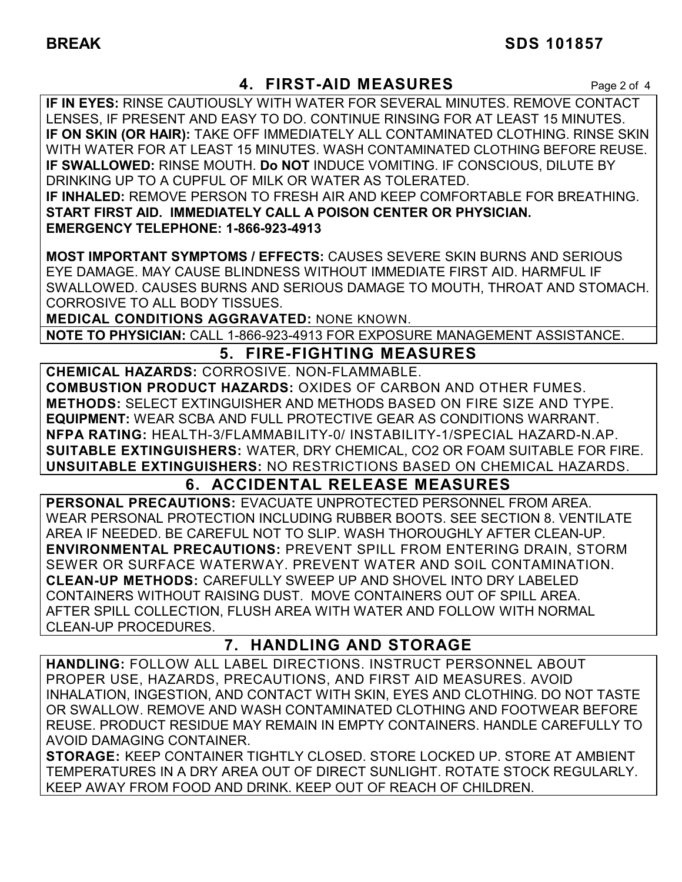## 4. FIRST-AID MEASURES

**IF IN EYES:** RINSE CAUTIOUSLY WITH WATER FOR SEVERAL MINUTES. REMOVE CONTACT LENSES, IF PRESENT AND EASY TO DO. CONTINUE RINSING FOR AT LEAST 15 MINUTES.
**IF ON SKIN (OR HAIR):** TAKE OFF IMMEDIATELY ALL CONTAMINATED CLOTHING. RINSE SKIN WITH WATER FOR AT LEAST 15 MINUTES. WASH CONTAMINATED CLOTHING BEFORE REUSE.
**IF SWALLOWED:** RINSE MOUTH. **Do NOT** INDUCE VOMITING. IF CONSCIOUS, DILUTE BY DRINKING UP TO A CUPFUL OF MILK OR WATER AS TOLERATED.
**IF INHALED:** REMOVE PERSON TO FRESH AIR AND KEEP COMFORTABLE FOR BREATHING.
**START FIRST AID. IMMEDIATELY CALL A POISON CENTER OR PHYSICIAN.**
**EMERGENCY TELEPHONE: 1-866-923-4913**

**MOST IMPORTANT SYMPTOMS / EFFECTS:** CAUSES SEVERE SKIN BURNS AND SERIOUS EYE DAMAGE. MAY CAUSE BLINDNESS WITHOUT IMMEDIATE FIRST AID. HARMFUL IF SWALLOWED. CAUSES BURNS AND SERIOUS DAMAGE TO MOUTH, THROAT AND STOMACH. CORROSIVE TO ALL BODY TISSUES.
**MEDICAL CONDITIONS AGGRAVATED:** NONE KNOWN.

**NOTE TO PHYSICIAN:** CALL 1-866-923-4913 FOR EXPOSURE MANAGEMENT ASSISTANCE.

## 5. FIRE-FIGHTING MEASURES

**CHEMICAL HAZARDS:** CORROSIVE. NON-FLAMMABLE.
**COMBUSTION PRODUCT HAZARDS:** OXIDES OF CARBON AND OTHER FUMES.
**METHODS:** SELECT EXTINGUISHER AND METHODS BASED ON FIRE SIZE AND TYPE.
**EQUIPMENT:** WEAR SCBA AND FULL PROTECTIVE GEAR AS CONDITIONS WARRANT.
**NFPA RATING:** HEALTH-3/FLAMMABILITY-0/ INSTABILITY-1/SPECIAL HAZARD-N.AP.
**SUITABLE EXTINGUISHERS:** WATER, DRY CHEMICAL, CO2 OR FOAM SUITABLE FOR FIRE.
**UNSUITABLE EXTINGUISHERS:** NO RESTRICTIONS BASED ON CHEMICAL HAZARDS.

## 6. ACCIDENTAL RELEASE MEASURES

**PERSONAL PRECAUTIONS:** EVACUATE UNPROTECTED PERSONNEL FROM AREA. WEAR PERSONAL PROTECTION INCLUDING RUBBER BOOTS. SEE SECTION 8. VENTILATE AREA IF NEEDED. BE CAREFUL NOT TO SLIP. WASH THOROUGHLY AFTER CLEAN-UP.
**ENVIRONMENTAL PRECAUTIONS:** PREVENT SPILL FROM ENTERING DRAIN, STORM SEWER OR SURFACE WATERWAY. PREVENT WATER AND SOIL CONTAMINATION.
**CLEAN-UP METHODS:** CAREFULLY SWEEP UP AND SHOVEL INTO DRY LABELED CONTAINERS WITHOUT RAISING DUST. MOVE CONTAINERS OUT OF SPILL AREA. AFTER SPILL COLLECTION, FLUSH AREA WITH WATER AND FOLLOW WITH NORMAL CLEAN-UP PROCEDURES.

## 7. HANDLING AND STORAGE

**HANDLING:** FOLLOW ALL LABEL DIRECTIONS. INSTRUCT PERSONNEL ABOUT PROPER USE, HAZARDS, PRECAUTIONS, AND FIRST AID MEASURES. AVOID INHALATION, INGESTION, AND CONTACT WITH SKIN, EYES AND CLOTHING. DO NOT TASTE OR SWALLOW. REMOVE AND WASH CONTAMINATED CLOTHING AND FOOTWEAR BEFORE REUSE. PRODUCT RESIDUE MAY REMAIN IN EMPTY CONTAINERS. HANDLE CAREFULLY TO AVOID DAMAGING CONTAINER.
**STORAGE:** KEEP CONTAINER TIGHTLY CLOSED. STORE LOCKED UP. STORE AT AMBIENT TEMPERATURES IN A DRY AREA OUT OF DIRECT SUNLIGHT. ROTATE STOCK REGULARLY. KEEP AWAY FROM FOOD AND DRINK. KEEP OUT OF REACH OF CHILDREN.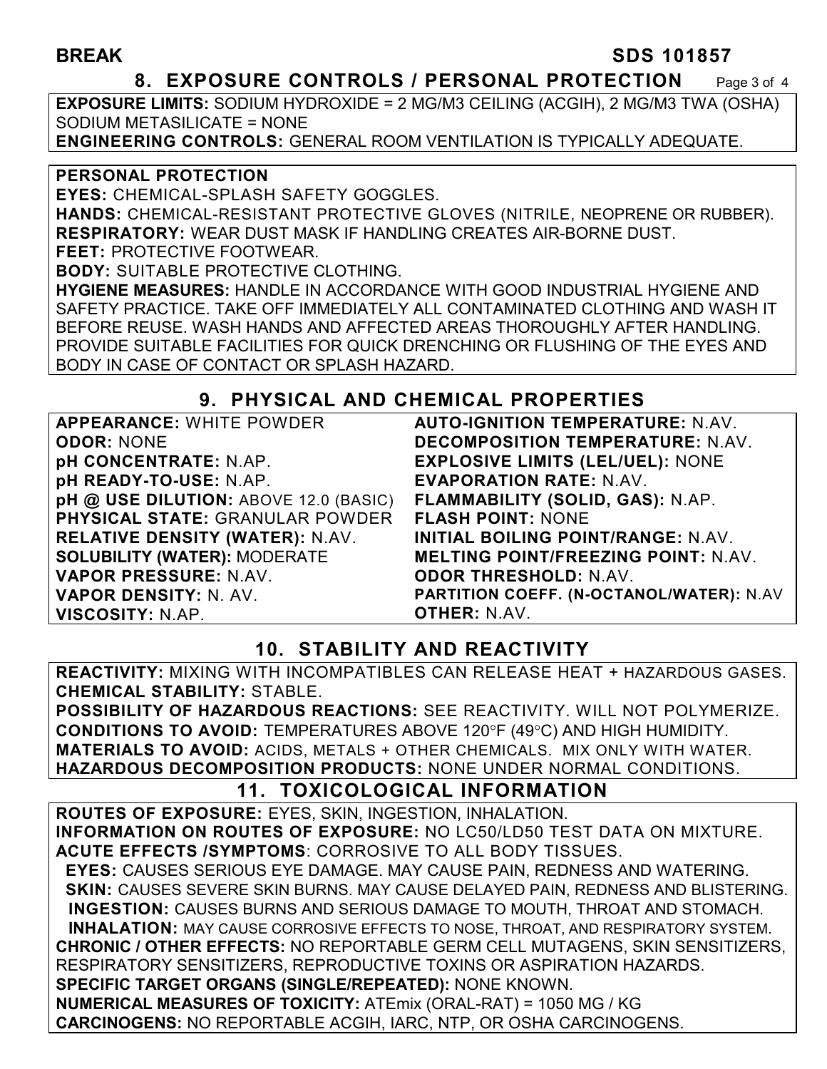## 8. EXPOSURE CONTROLS / PERSONAL PROTECTION

**EXPOSURE LIMITS:** SODIUM HYDROXIDE = 2 MG/M3 CEILING (ACGIH), 2 MG/M3 TWA (OSHA) SODIUM METASILICATE = NONE
**ENGINEERING CONTROLS:** GENERAL ROOM VENTILATION IS TYPICALLY ADEQUATE.

**PERSONAL PROTECTION**
**EYES:** CHEMICAL-SPLASH SAFETY GOGGLES.
**HANDS:** CHEMICAL-RESISTANT PROTECTIVE GLOVES (NITRILE, NEOPRENE OR RUBBER).
**RESPIRATORY:** WEAR DUST MASK IF HANDLING CREATES AIR-BORNE DUST.
**FEET:** PROTECTIVE FOOTWEAR.
**BODY:** SUITABLE PROTECTIVE CLOTHING.
**HYGIENE MEASURES:** HANDLE IN ACCORDANCE WITH GOOD INDUSTRIAL HYGIENE AND SAFETY PRACTICE. TAKE OFF IMMEDIATELY ALL CONTAMINATED CLOTHING AND WASH IT BEFORE REUSE. WASH HANDS AND AFFECTED AREAS THOROUGHLY AFTER HANDLING. PROVIDE SUITABLE FACILITIES FOR QUICK DRENCHING OR FLUSHING OF THE EYES AND BODY IN CASE OF CONTACT OR SPLASH HAZARD.

## 9. PHYSICAL AND CHEMICAL PROPERTIES

**APPEARANCE:** WHITE POWDER
**ODOR:** NONE
**pH CONCENTRATE:** N.AP.
**pH READY-TO-USE:** N.AP.
**pH @ USE DILUTION:** ABOVE 12.0 (BASIC)
**PHYSICAL STATE:** GRANULAR POWDER
**RELATIVE DENSITY (WATER):** N.AV.
**SOLUBILITY (WATER):** MODERATE
**VAPOR PRESSURE:** N.AV.
**VAPOR DENSITY:** N. AV.
**VISCOSITY:** N.AP.
**AUTO-IGNITION TEMPERATURE:** N.AV.
**DECOMPOSITION TEMPERATURE:** N.AV.
**EXPLOSIVE LIMITS (LEL/UEL):** NONE
**EVAPORATION RATE:** N.AV.
**FLAMMABILITY (SOLID, GAS):** N.AP.
**FLASH POINT:** NONE
**INITIAL BOILING POINT/RANGE:** N.AV.
**MELTING POINT/FREEZING POINT:** N.AV.
**ODOR THRESHOLD:** N.AV.
**PARTITION COEFF. (N-OCTANOL/WATER):** N.AV
**OTHER:** N.AV.

## 10. STABILITY AND REACTIVITY

**REACTIVITY:** MIXING WITH INCOMPATIBLES CAN RELEASE HEAT + HAZARDOUS GASES.
**CHEMICAL STABILITY:** STABLE.
**POSSIBILITY OF HAZARDOUS REACTIONS:** SEE REACTIVITY. WILL NOT POLYMERIZE.
**CONDITIONS TO AVOID:** TEMPERATURES ABOVE 120°F (49°C) AND HIGH HUMIDITY.
**MATERIALS TO AVOID:** ACIDS, METALS + OTHER CHEMICALS. MIX ONLY WITH WATER.
**HAZARDOUS DECOMPOSITION PRODUCTS:** NONE UNDER NORMAL CONDITIONS.

## 11. TOXICOLOGICAL INFORMATION

**ROUTES OF EXPOSURE:** EYES, SKIN, INGESTION, INHALATION.
**INFORMATION ON ROUTES OF EXPOSURE:** NO LC50/LD50 TEST DATA ON MIXTURE.
**ACUTE EFFECTS /SYMPTOMS**: CORROSIVE TO ALL BODY TISSUES.
**EYES:** CAUSES SERIOUS EYE DAMAGE. MAY CAUSE PAIN, REDNESS AND WATERING.
**SKIN:** CAUSES SEVERE SKIN BURNS. MAY CAUSE DELAYED PAIN, REDNESS AND BLISTERING.
**INGESTION:** CAUSES BURNS AND SERIOUS DAMAGE TO MOUTH, THROAT AND STOMACH.
**INHALATION:** MAY CAUSE CORROSIVE EFFECTS TO NOSE, THROAT, AND RESPIRATORY SYSTEM.
**CHRONIC / OTHER EFFECTS:** NO REPORTABLE GERM CELL MUTAGENS, SKIN SENSITIZERS, RESPIRATORY SENSITIZERS, REPRODUCTIVE TOXINS OR ASPIRATION HAZARDS.
**SPECIFIC TARGET ORGANS (SINGLE/REPEATED):** NONE KNOWN.
**NUMERICAL MEASURES OF TOXICITY:** ATEmix (ORAL-RAT) = 1050 MG / KG
**CARCINOGENS:** NO REPORTABLE ACGIH, IARC, NTP, OR OSHA CARCINOGENS.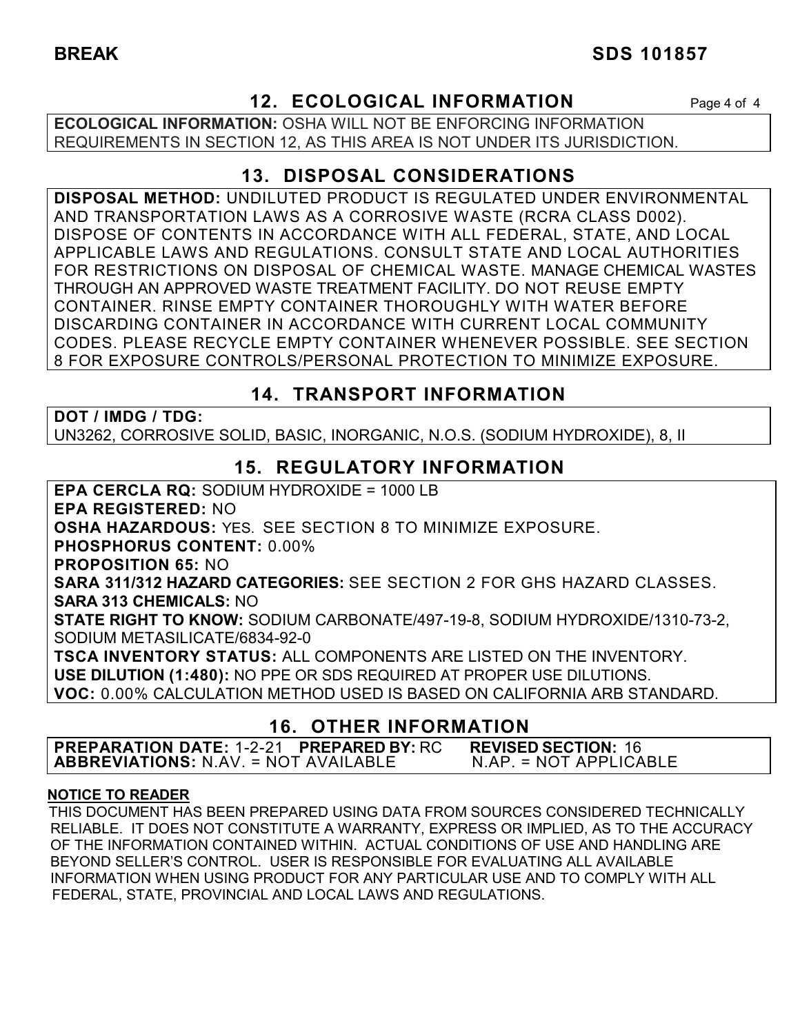## 12. ECOLOGICAL INFORMATION

**ECOLOGICAL INFORMATION:** OSHA WILL NOT BE ENFORCING INFORMATION REQUIREMENTS IN SECTION 12, AS THIS AREA IS NOT UNDER ITS JURISDICTION.

## 13. DISPOSAL CONSIDERATIONS

**DISPOSAL METHOD:** UNDILUTED PRODUCT IS REGULATED UNDER ENVIRONMENTAL AND TRANSPORTATION LAWS AS A CORROSIVE WASTE (RCRA CLASS D002). DISPOSE OF CONTENTS IN ACCORDANCE WITH ALL FEDERAL, STATE, AND LOCAL APPLICABLE LAWS AND REGULATIONS. CONSULT STATE AND LOCAL AUTHORITIES FOR RESTRICTIONS ON DISPOSAL OF CHEMICAL WASTE. MANAGE CHEMICAL WASTES THROUGH AN APPROVED WASTE TREATMENT FACILITY. DO NOT REUSE EMPTY CONTAINER. RINSE EMPTY CONTAINER THOROUGHLY WITH WATER BEFORE DISCARDING CONTAINER IN ACCORDANCE WITH CURRENT LOCAL COMMUNITY CODES. PLEASE RECYCLE EMPTY CONTAINER WHENEVER POSSIBLE. SEE SECTION 8 FOR EXPOSURE CONTROLS/PERSONAL PROTECTION TO MINIMIZE EXPOSURE.

## 14. TRANSPORT INFORMATION

**DOT / IMDG / TDG:**
UN3262, CORROSIVE SOLID, BASIC, INORGANIC, N.O.S. (SODIUM HYDROXIDE), 8, II

## 15. REGULATORY INFORMATION

**EPA CERCLA RQ:** SODIUM HYDROXIDE = 1000 LB
**EPA REGISTERED:** NO
**OSHA HAZARDOUS:** YES. SEE SECTION 8 TO MINIMIZE EXPOSURE.
**PHOSPHORUS CONTENT:** 0.00%
**PROPOSITION 65:** NO
**SARA 311/312 HAZARD CATEGORIES:** SEE SECTION 2 FOR GHS HAZARD CLASSES.
**SARA 313 CHEMICALS:** NO
**STATE RIGHT TO KNOW:** SODIUM CARBONATE/497-19-8, SODIUM HYDROXIDE/1310-73-2, SODIUM METASILICATE/6834-92-0
**TSCA INVENTORY STATUS:** ALL COMPONENTS ARE LISTED ON THE INVENTORY.
**USE DILUTION (1:480):** NO PPE OR SDS REQUIRED AT PROPER USE DILUTIONS.
**VOC:** 0.00% CALCULATION METHOD USED IS BASED ON CALIFORNIA ARB STANDARD.

## 16. OTHER INFORMATION

**PREPARATION DATE:** 1-2-21 **PREPARED BY:** RC **REVISED SECTION:** 16
**ABBREVIATIONS:** N.AV. = NOT AVAILABLE N.AP. = NOT APPLICABLE

**NOTICE TO READER**

THIS DOCUMENT HAS BEEN PREPARED USING DATA FROM SOURCES CONSIDERED TECHNICALLY RELIABLE. IT DOES NOT CONSTITUTE A WARRANTY, EXPRESS OR IMPLIED, AS TO THE ACCURACY OF THE INFORMATION CONTAINED WITHIN. ACTUAL CONDITIONS OF USE AND HANDLING ARE BEYOND SELLER'S CONTROL. USER IS RESPONSIBLE FOR EVALUATING ALL AVAILABLE INFORMATION WHEN USING PRODUCT FOR ANY PARTICULAR USE AND TO COMPLY WITH ALL FEDERAL, STATE, PROVINCIAL AND LOCAL LAWS AND REGULATIONS.